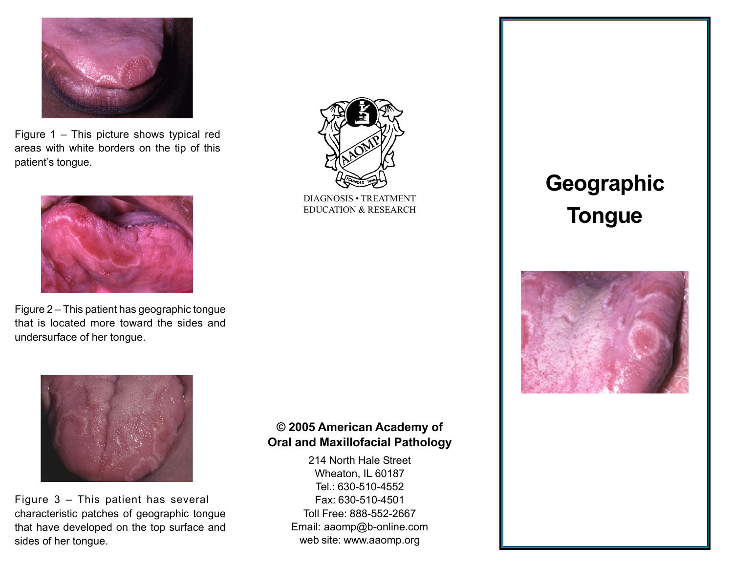Figure 1 – This picture shows typical red areas with white borders on the tip of this patient's tongue.

Figure 2 – This patient has geographic tongue that is located more toward the sides and undersurface of her tongue.

Figure 3 – This patient has several characteristic patches of geographic tongue that have developed on the top surface and sides of her tongue.

DIAGNOSIS • TREATMENT
EDUCATION & RESEARCH

**© 2005 American Academy of Oral and Maxillofacial Pathology**

214 North Hale Street
Wheaton, IL 60187
Tel.: 630-510-4552
Fax: 630-510-4501
Toll Free: 888-552-2667
Email: aaomp@b-online.com
web site: www.aaomp.org

# Geographic Tongue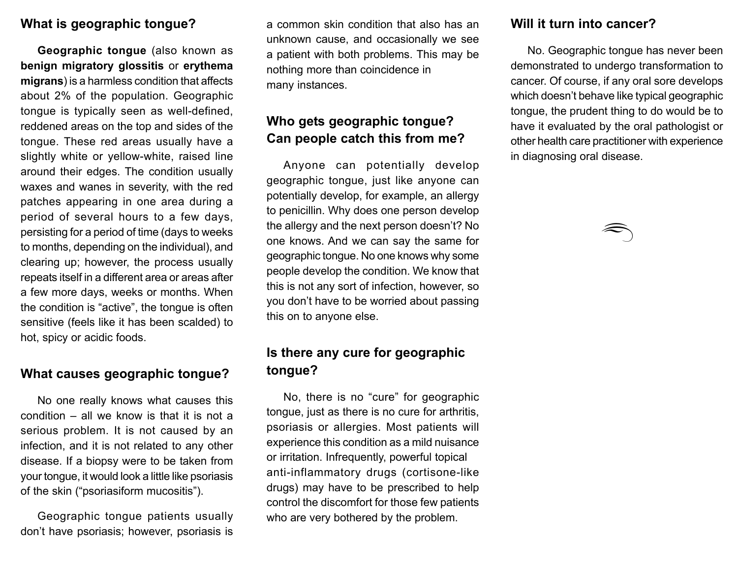## What is geographic tongue?

**Geographic tongue** (also known as **benign migratory glossitis** or **erythema migrans**) is a harmless condition that affects about 2% of the population. Geographic tongue is typically seen as well-defined, reddened areas on the top and sides of the tongue. These red areas usually have a slightly white or yellow-white, raised line around their edges. The condition usually waxes and wanes in severity, with the red patches appearing in one area during a period of several hours to a few days, persisting for a period of time (days to weeks to months, depending on the individual), and clearing up; however, the process usually repeats itself in a different area or areas after a few more days, weeks or months. When the condition is "active", the tongue is often sensitive (feels like it has been scalded) to hot, spicy or acidic foods.

## What causes geographic tongue?

No one really knows what causes this condition – all we know is that it is not a serious problem. It is not caused by an infection, and it is not related to any other disease. If a biopsy were to be taken from your tongue, it would look a little like psoriasis of the skin ("psoriasiform mucositis").

Geographic tongue patients usually don't have psoriasis; however, psoriasis is a common skin condition that also has an unknown cause, and occasionally we see a patient with both problems. This may be nothing more than coincidence in many instances.

## Who gets geographic tongue? Can people catch this from me?

Anyone can potentially develop geographic tongue, just like anyone can potentially develop, for example, an allergy to penicillin. Why does one person develop the allergy and the next person doesn't? No one knows. And we can say the same for geographic tongue. No one knows why some people develop the condition. We know that this is not any sort of infection, however, so you don't have to be worried about passing this on to anyone else.

## Is there any cure for geographic tongue?

No, there is no "cure" for geographic tongue, just as there is no cure for arthritis, psoriasis or allergies. Most patients will experience this condition as a mild nuisance or irritation. Infrequently, powerful topical anti-inflammatory drugs (cortisone-like drugs) may have to be prescribed to help control the discomfort for those few patients who are very bothered by the problem.

## Will it turn into cancer?

No. Geographic tongue has never been demonstrated to undergo transformation to cancer. Of course, if any oral sore develops which doesn't behave like typical geographic tongue, the prudent thing to do would be to have it evaluated by the oral pathologist or other health care practitioner with experience in diagnosing oral disease.